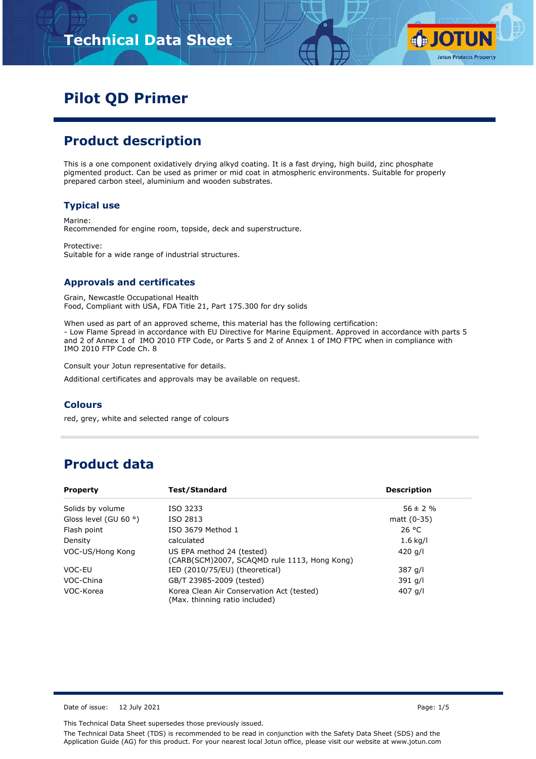# Pilot QD Primer

## Product description

This is a one component oxidatively drying alkyd coating. It is a fast drying, high build, zinc phosphate pigmented product. Can be used as primer or mid coat in atmospheric environments. Suitable for properly prepared carbon steel, aluminium and wooden substrates.

### Typical use

Marine:
Recommended for engine room, topside, deck and superstructure.

Protective:
Suitable for a wide range of industrial structures.

### Approvals and certificates

Grain, Newcastle Occupational Health
Food, Compliant with USA, FDA Title 21, Part 175.300 for dry solids

When used as part of an approved scheme, this material has the following certification:
- Low Flame Spread in accordance with EU Directive for Marine Equipment. Approved in accordance with parts 5 and 2 of Annex 1 of IMO 2010 FTP Code, or Parts 5 and 2 of Annex 1 of IMO FTPC when in compliance with IMO 2010 FTP Code Ch. 8

Consult your Jotun representative for details.

Additional certificates and approvals may be available on request.

### Colours

red, grey, white and selected range of colours

## Product data

| Property | Test/Standard | Description |
|---|---|---|
| Solids by volume | ISO 3233 | 56 ± 2 % |
| Gloss level (GU 60 °) | ISO 2813 | matt (0-35) |
| Flash point | ISO 3679 Method 1 | 26 °C |
| Density | calculated | 1.6 kg/l |
| VOC-US/Hong Kong | US EPA method 24 (tested) (CARB(SCM)2007, SCAQMD rule 1113, Hong Kong) | 420 g/l |
| VOC-EU | IED (2010/75/EU) (theoretical) | 387 g/l |
| VOC-China | GB/T 23985-2009 (tested) | 391 g/l |
| VOC-Korea | Korea Clean Air Conservation Act (tested) (Max. thinning ratio included) | 407 g/l |

Date of issue: 12 July 2021

This Technical Data Sheet supersedes those previously issued.

The Technical Data Sheet (TDS) is recommended to be read in conjunction with the Safety Data Sheet (SDS) and the Application Guide (AG) for this product. For your nearest local Jotun office, please visit our website at www.jotun.com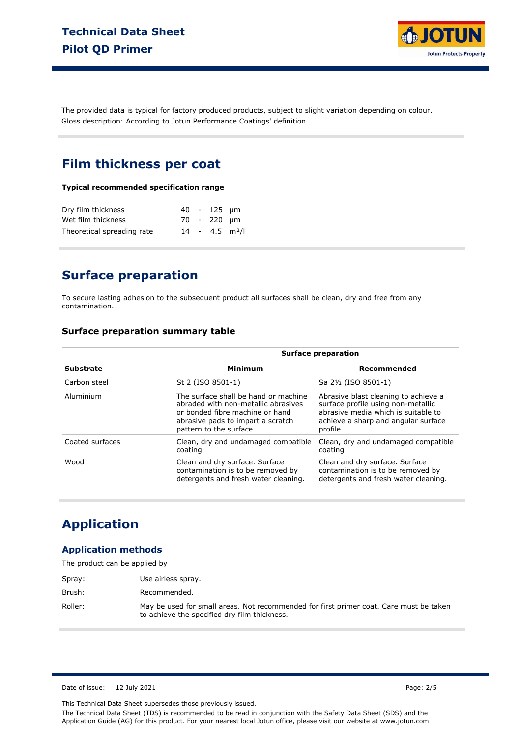The provided data is typical for factory produced products, subject to slight variation depending on colour.
Gloss description: According to Jotun Performance Coatings' definition.

## Film thickness per coat

**Typical recommended specification range**

| | | | | |
|---|---|---|---|---|
| Dry film thickness | 40 | - | 125 | µm |
| Wet film thickness | 70 | - | 220 | µm |
| Theoretical spreading rate | 14 | - | 4.5 | m²/l |

## Surface preparation

To secure lasting adhesion to the subsequent product all surfaces shall be clean, dry and free from any contamination.

### Surface preparation summary table

| | Surface preparation | |
|---|---|---|
| **Substrate** | **Minimum** | **Recommended** |
| Carbon steel | St 2 (ISO 8501-1) | Sa 2½ (ISO 8501-1) |
| Aluminium | The surface shall be hand or machine abraded with non-metallic abrasives or bonded fibre machine or hand abrasive pads to impart a scratch pattern to the surface. | Abrasive blast cleaning to achieve a surface profile using non-metallic abrasive media which is suitable to achieve a sharp and angular surface profile. |
| Coated surfaces | Clean, dry and undamaged compatible coating | Clean, dry and undamaged compatible coating |
| Wood | Clean and dry surface. Surface contamination is to be removed by detergents and fresh water cleaning. | Clean and dry surface. Surface contamination is to be removed by detergents and fresh water cleaning. |

## Application

### Application methods

The product can be applied by

| | |
|---|---|
| Spray: | Use airless spray. |
| Brush: | Recommended. |
| Roller: | May be used for small areas. Not recommended for first primer coat. Care must be taken to achieve the specified dry film thickness. |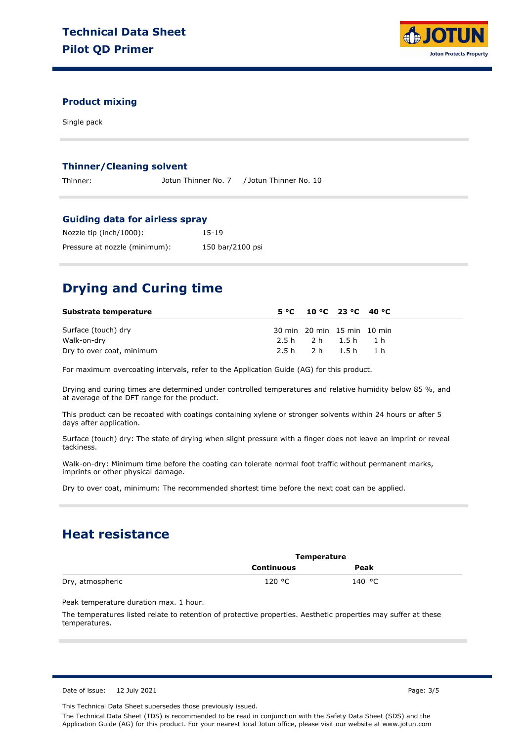### Product mixing

Single pack

### Thinner/Cleaning solvent

| | |
|---|---|
| Thinner: | Jotun Thinner No. 7 / Jotun Thinner No. 10 |

### Guiding data for airless spray

| | |
|---|---|
| Nozzle tip (inch/1000): | 15-19 |
| Pressure at nozzle (minimum): | 150 bar/2100 psi |

## Drying and Curing time

| Substrate temperature | 5 °C | 10 °C | 23 °C | 40 °C |
|---|---|---|---|---|
| Surface (touch) dry | 30 min | 20 min | 15 min | 10 min |
| Walk-on-dry | 2.5 h | 2 h | 1.5 h | 1 h |
| Dry to over coat, minimum | 2.5 h | 2 h | 1.5 h | 1 h |

For maximum overcoating intervals, refer to the Application Guide (AG) for this product.

Drying and curing times are determined under controlled temperatures and relative humidity below 85 %, and at average of the DFT range for the product.

This product can be recoated with coatings containing xylene or stronger solvents within 24 hours or after 5 days after application.

Surface (touch) dry: The state of drying when slight pressure with a finger does not leave an imprint or reveal tackiness.

Walk-on-dry: Minimum time before the coating can tolerate normal foot traffic without permanent marks, imprints or other physical damage.

Dry to over coat, minimum: The recommended shortest time before the next coat can be applied.

## Heat resistance

| | Temperature | |
|---|---|---|
| | **Continuous** | **Peak** |
| Dry, atmospheric | 120 °C | 140 °C |

Peak temperature duration max. 1 hour.

The temperatures listed relate to retention of protective properties. Aesthetic properties may suffer at these temperatures.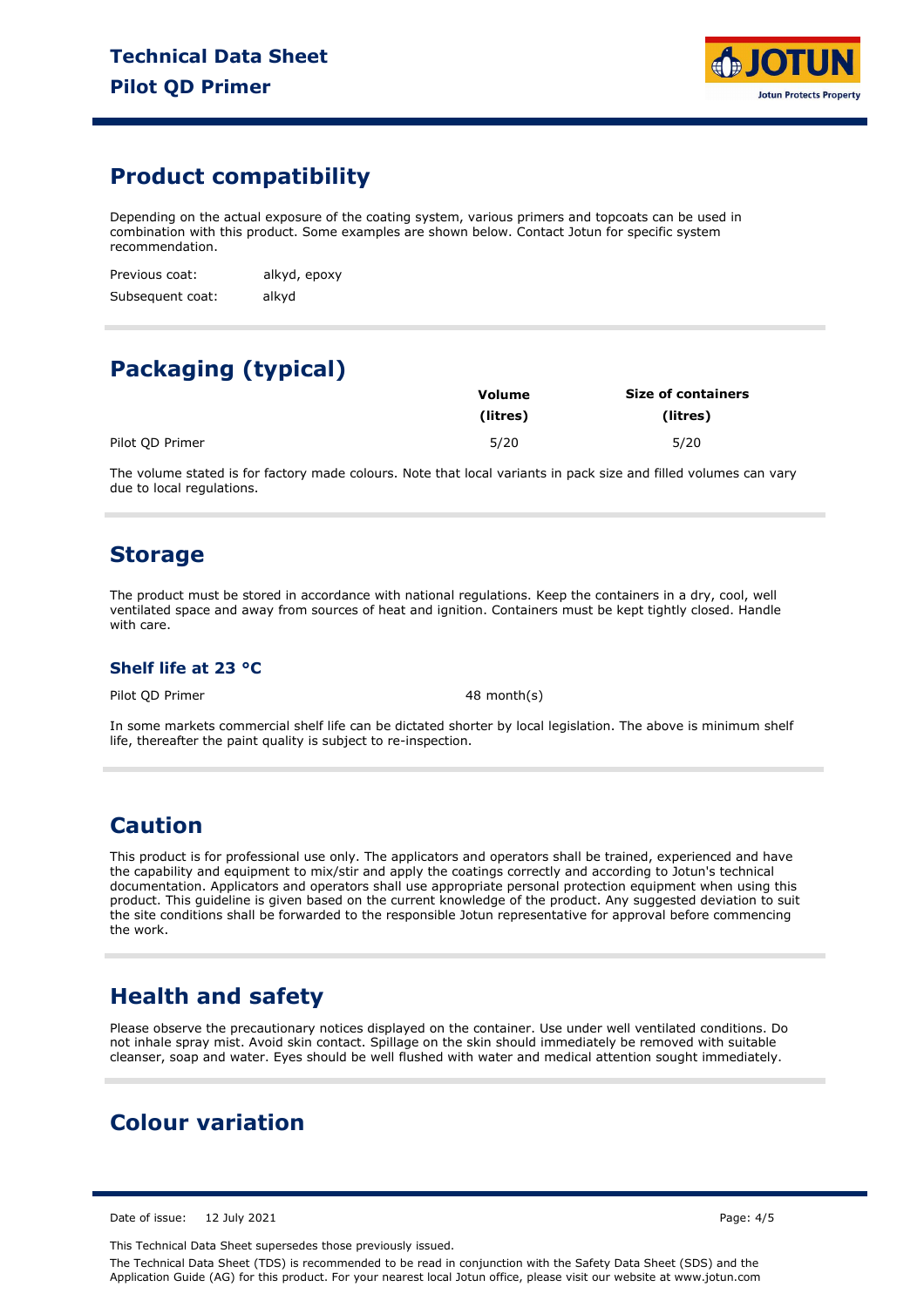## Product compatibility

Depending on the actual exposure of the coating system, various primers and topcoats can be used in combination with this product. Some examples are shown below. Contact Jotun for specific system recommendation.

Previous coat: alkyd, epoxy

Subsequent coat: alkyd

## Packaging (typical)

| | Volume (litres) | Size of containers (litres) |
|---|---|---|
| Pilot QD Primer | 5/20 | 5/20 |

The volume stated is for factory made colours. Note that local variants in pack size and filled volumes can vary due to local regulations.

## Storage

The product must be stored in accordance with national regulations. Keep the containers in a dry, cool, well ventilated space and away from sources of heat and ignition. Containers must be kept tightly closed. Handle with care.

### Shelf life at 23 °C

Pilot QD Primer 48 month(s)

In some markets commercial shelf life can be dictated shorter by local legislation. The above is minimum shelf life, thereafter the paint quality is subject to re-inspection.

## Caution

This product is for professional use only. The applicators and operators shall be trained, experienced and have the capability and equipment to mix/stir and apply the coatings correctly and according to Jotun's technical documentation. Applicators and operators shall use appropriate personal protection equipment when using this product. This guideline is given based on the current knowledge of the product. Any suggested deviation to suit the site conditions shall be forwarded to the responsible Jotun representative for approval before commencing the work.

## Health and safety

Please observe the precautionary notices displayed on the container. Use under well ventilated conditions. Do not inhale spray mist. Avoid skin contact. Spillage on the skin should immediately be removed with suitable cleanser, soap and water. Eyes should be well flushed with water and medical attention sought immediately.

## Colour variation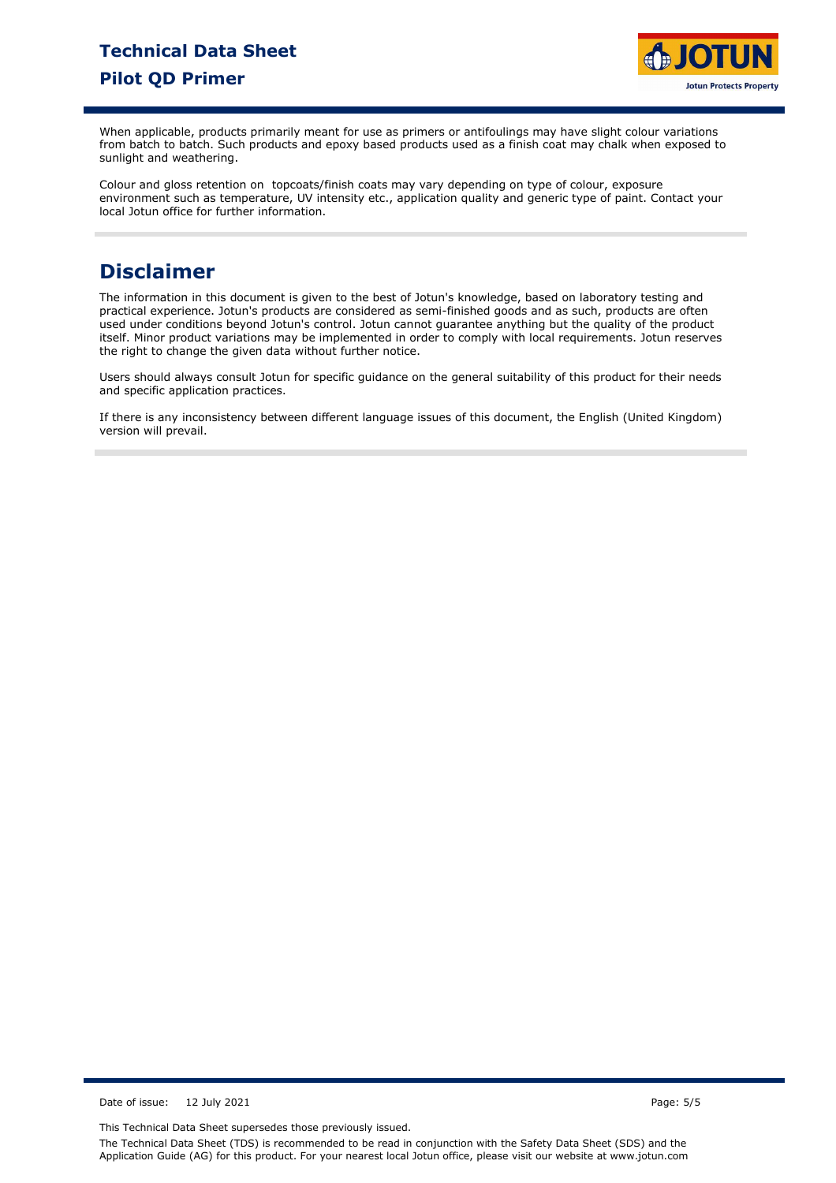When applicable, products primarily meant for use as primers or antifoulings may have slight colour variations from batch to batch. Such products and epoxy based products used as a finish coat may chalk when exposed to sunlight and weathering.

Colour and gloss retention on  topcoats/finish coats may vary depending on type of colour, exposure environment such as temperature, UV intensity etc., application quality and generic type of paint. Contact your local Jotun office for further information.

## Disclaimer

The information in this document is given to the best of Jotun's knowledge, based on laboratory testing and practical experience. Jotun's products are considered as semi-finished goods and as such, products are often used under conditions beyond Jotun's control. Jotun cannot guarantee anything but the quality of the product itself. Minor product variations may be implemented in order to comply with local requirements. Jotun reserves the right to change the given data without further notice.

Users should always consult Jotun for specific guidance on the general suitability of this product for their needs and specific application practices.

If there is any inconsistency between different language issues of this document, the English (United Kingdom) version will prevail.